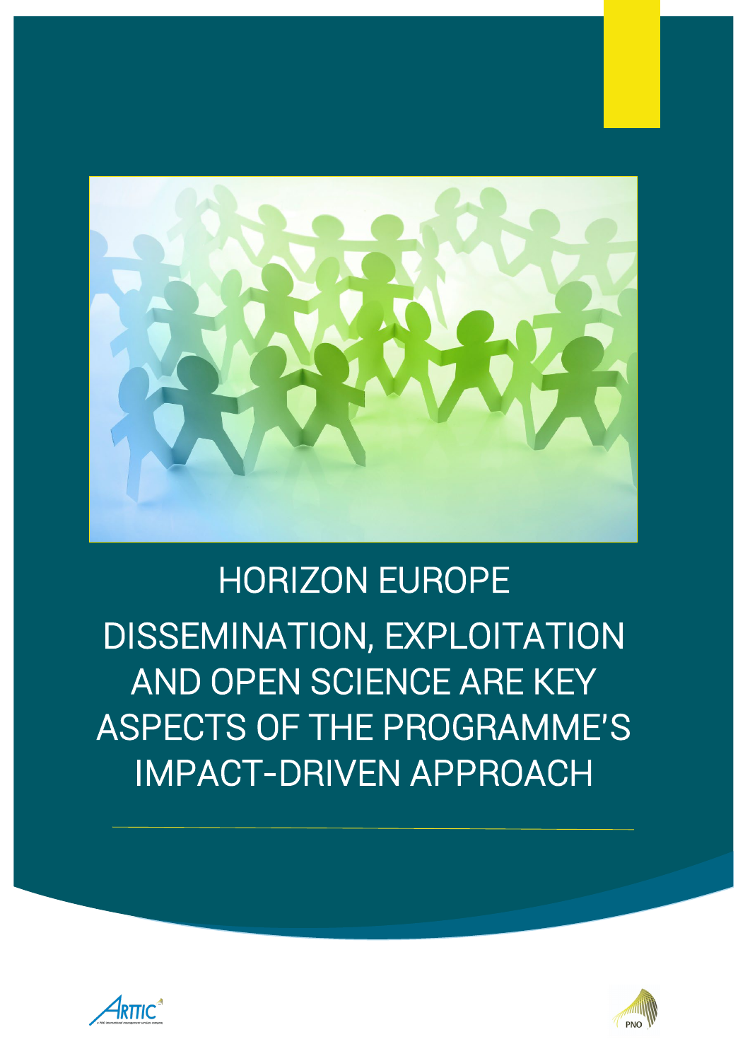# HORIZON EUROPE

# DISSEMINATION, EXPLOITATION AND OPEN SCIENCE ARE KEY ASPECTS OF THE PROGRAMME'S IMPACT-DRIVEN APPROACH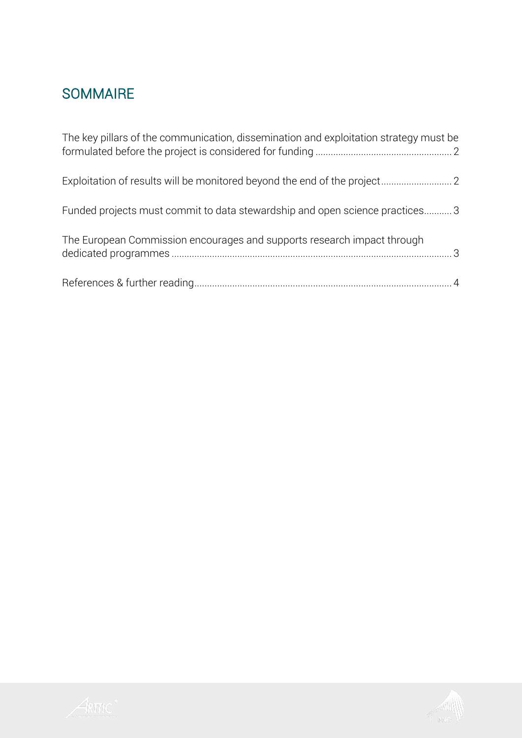# SOMMAIRE

The key pillars of the communication, dissemination and exploitation strategy must be formulated before the project is considered for funding ..... 2

Exploitation of results will be monitored beyond the end of the project ..... 2

Funded projects must commit to data stewardship and open science practices ..... 3

The European Commission encourages and supports research impact through dedicated programmes ..... 3

References & further reading ..... 4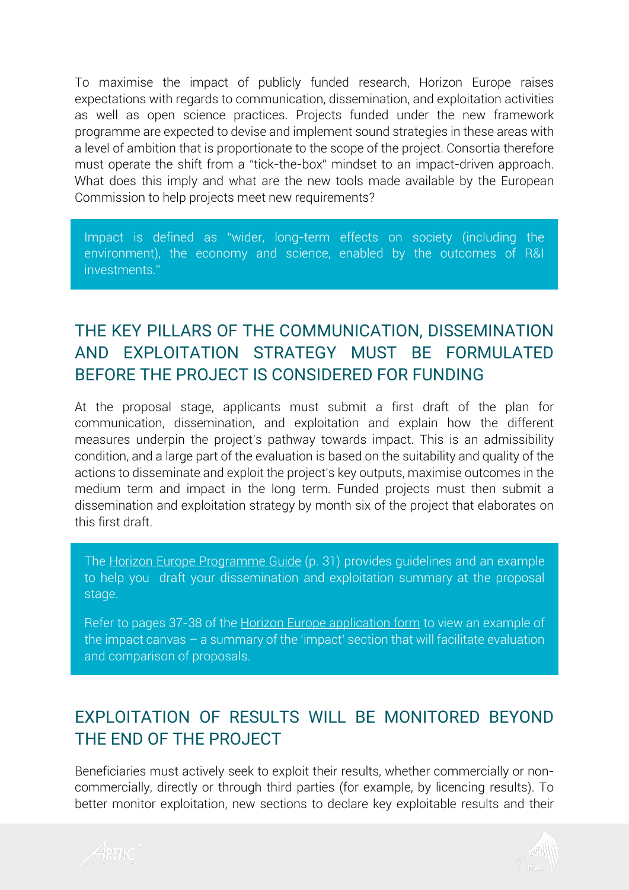To maximise the impact of publicly funded research, Horizon Europe raises expectations with regards to communication, dissemination, and exploitation activities as well as open science practices. Projects funded under the new framework programme are expected to devise and implement sound strategies in these areas with a level of ambition that is proportionate to the scope of the project. Consortia therefore must operate the shift from a "tick-the-box" mindset to an impact-driven approach. What does this imply and what are the new tools made available by the European Commission to help projects meet new requirements?

> Impact is defined as "wider, long-term effects on society (including the environment), the economy and science, enabled by the outcomes of R&I investments."

## THE KEY PILLARS OF THE COMMUNICATION, DISSEMINATION AND EXPLOITATION STRATEGY MUST BE FORMULATED BEFORE THE PROJECT IS CONSIDERED FOR FUNDING

At the proposal stage, applicants must submit a first draft of the plan for communication, dissemination, and exploitation and explain how the different measures underpin the project's pathway towards impact. This is an admissibility condition, and a large part of the evaluation is based on the suitability and quality of the actions to disseminate and exploit the project's key outputs, maximise outcomes in the medium term and impact in the long term. Funded projects must then submit a dissemination and exploitation strategy by month six of the project that elaborates on this first draft.

> The Horizon Europe Programme Guide (p. 31) provides guidelines and an example to help you draft your dissemination and exploitation summary at the proposal stage.
>
> Refer to pages 37-38 of the Horizon Europe application form to view an example of the impact canvas – a summary of the 'impact' section that will facilitate evaluation and comparison of proposals.

## EXPLOITATION OF RESULTS WILL BE MONITORED BEYOND THE END OF THE PROJECT

Beneficiaries must actively seek to exploit their results, whether commercially or non-commercially, directly or through third parties (for example, by licencing results). To better monitor exploitation, new sections to declare key exploitable results and their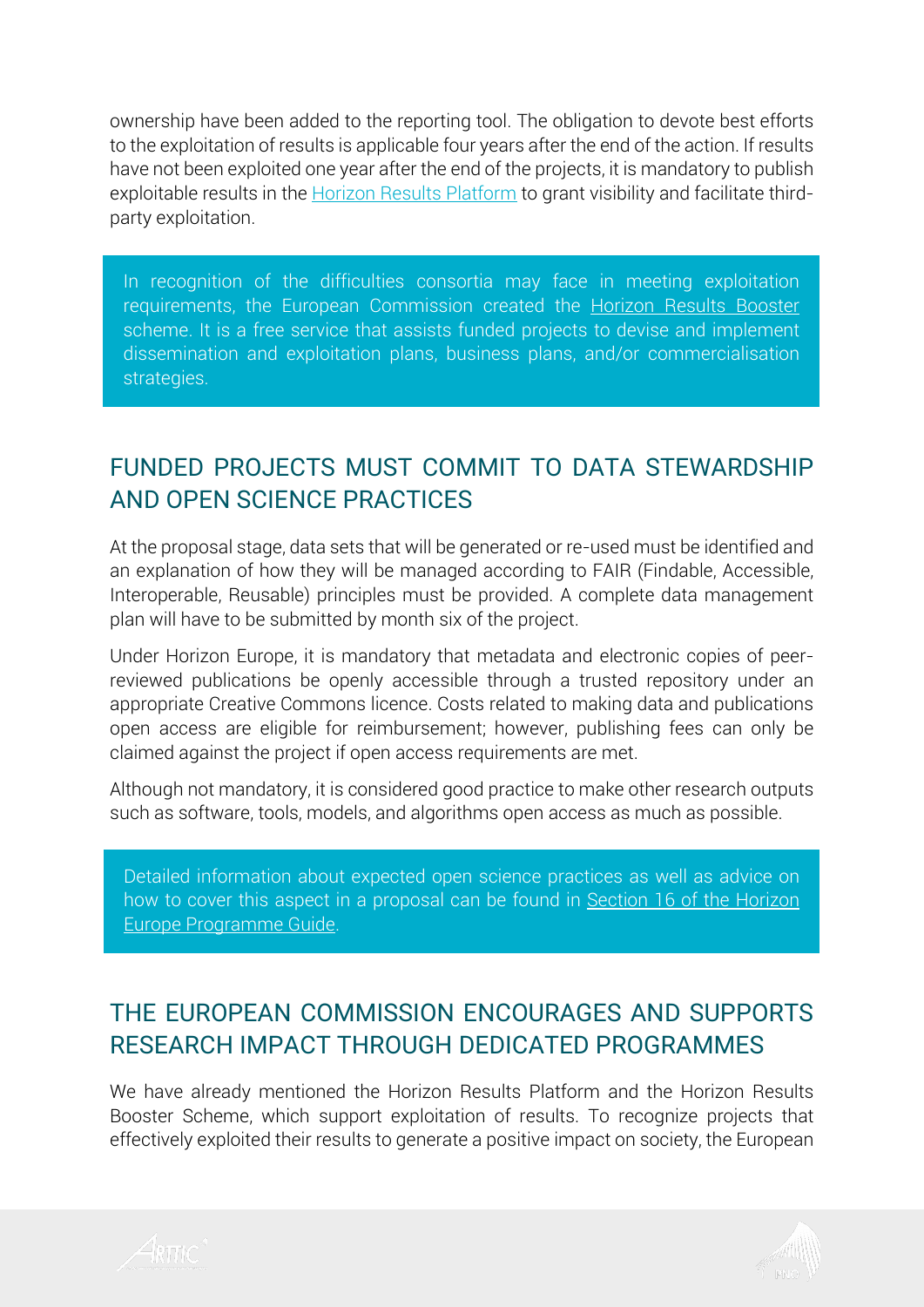ownership have been added to the reporting tool. The obligation to devote best efforts to the exploitation of results is applicable four years after the end of the action. If results have not been exploited one year after the end of the projects, it is mandatory to publish exploitable results in the Horizon Results Platform to grant visibility and facilitate third-party exploitation.

> In recognition of the difficulties consortia may face in meeting exploitation requirements, the European Commission created the Horizon Results Booster scheme. It is a free service that assists funded projects to devise and implement dissemination and exploitation plans, business plans, and/or commercialisation strategies.

## FUNDED PROJECTS MUST COMMIT TO DATA STEWARDSHIP AND OPEN SCIENCE PRACTICES

At the proposal stage, data sets that will be generated or re-used must be identified and an explanation of how they will be managed according to FAIR (Findable, Accessible, Interoperable, Reusable) principles must be provided. A complete data management plan will have to be submitted by month six of the project.

Under Horizon Europe, it is mandatory that metadata and electronic copies of peer-reviewed publications be openly accessible through a trusted repository under an appropriate Creative Commons licence. Costs related to making data and publications open access are eligible for reimbursement; however, publishing fees can only be claimed against the project if open access requirements are met.

Although not mandatory, it is considered good practice to make other research outputs such as software, tools, models, and algorithms open access as much as possible.

> Detailed information about expected open science practices as well as advice on how to cover this aspect in a proposal can be found in Section 16 of the Horizon Europe Programme Guide.

## THE EUROPEAN COMMISSION ENCOURAGES AND SUPPORTS RESEARCH IMPACT THROUGH DEDICATED PROGRAMMES

We have already mentioned the Horizon Results Platform and the Horizon Results Booster Scheme, which support exploitation of results. To recognize projects that effectively exploited their results to generate a positive impact on society, the European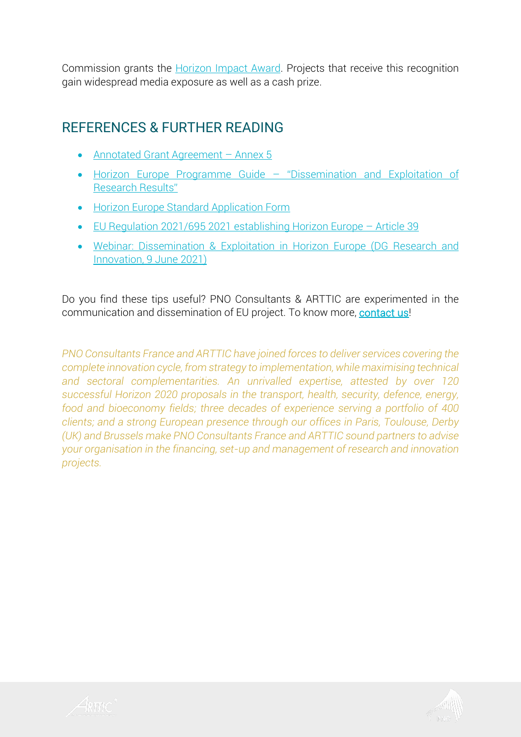Commission grants the Horizon Impact Award. Projects that receive this recognition gain widespread media exposure as well as a cash prize.

## REFERENCES & FURTHER READING

- Annotated Grant Agreement – Annex 5
- Horizon Europe Programme Guide – "Dissemination and Exploitation of Research Results"
- Horizon Europe Standard Application Form
- EU Regulation 2021/695 2021 establishing Horizon Europe – Article 39
- Webinar: Dissemination & Exploitation in Horizon Europe (DG Research and Innovation, 9 June 2021)

Do you find these tips useful? PNO Consultants & ARTTIC are experimented in the communication and dissemination of EU project. To know more, contact us!

*PNO Consultants France and ARTTIC have joined forces to deliver services covering the complete innovation cycle, from strategy to implementation, while maximising technical and sectoral complementarities. An unrivalled expertise, attested by over 120 successful Horizon 2020 proposals in the transport, health, security, defence, energy, food and bioeconomy fields; three decades of experience serving a portfolio of 400 clients; and a strong European presence through our offices in Paris, Toulouse, Derby (UK) and Brussels make PNO Consultants France and ARTTIC sound partners to advise your organisation in the financing, set-up and management of research and innovation projects.*